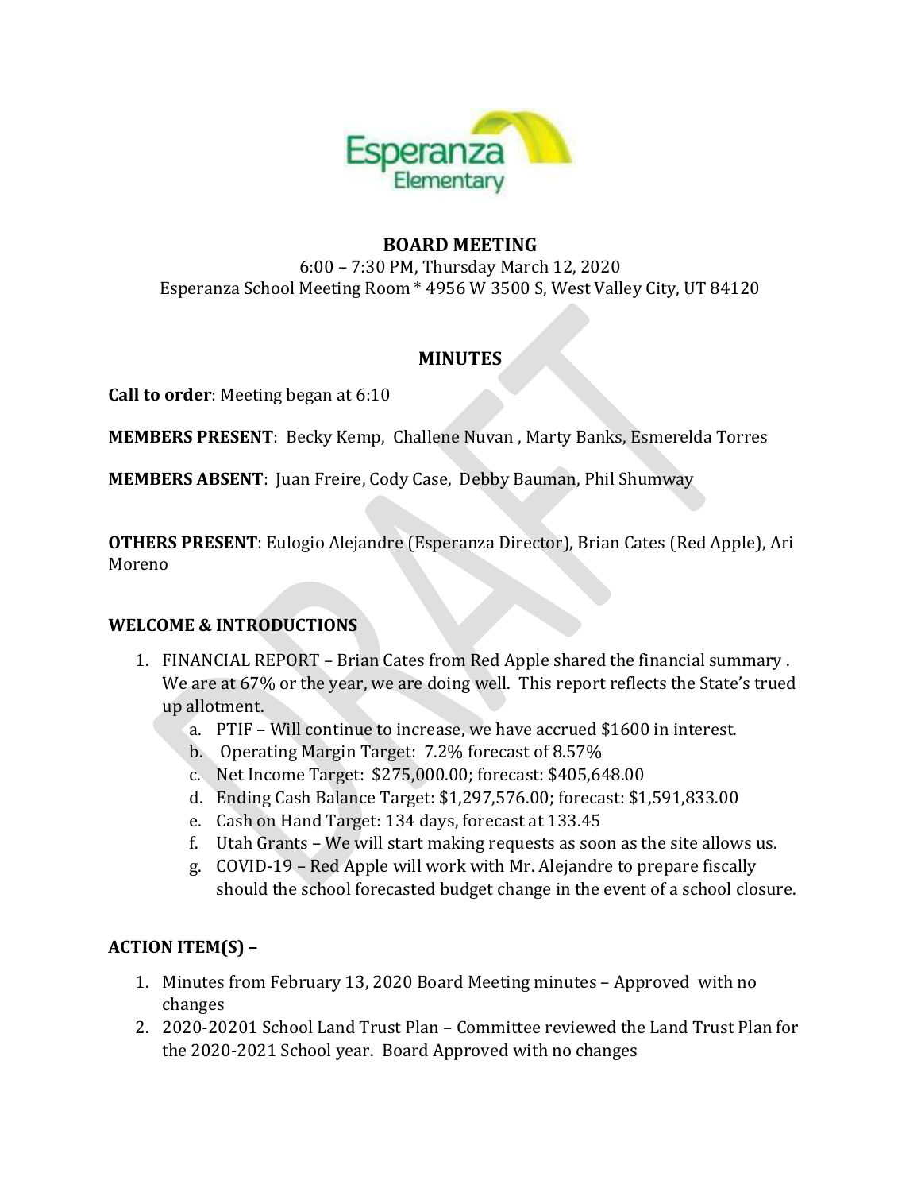Esperanza Elementary

# BOARD MEETING

6:00 – 7:30 PM, Thursday March 12, 2020
Esperanza School Meeting Room * 4956 W 3500 S, West Valley City, UT 84120

## MINUTES

**Call to order**: Meeting began at 6:10

**MEMBERS PRESENT**: Becky Kemp, Challene Nuvan , Marty Banks, Esmerelda Torres

**MEMBERS ABSENT**: Juan Freire, Cody Case, Debby Bauman, Phil Shumway

**OTHERS PRESENT**: Eulogio Alejandre (Esperanza Director), Brian Cates (Red Apple), Ari Moreno

### WELCOME & INTRODUCTIONS

1. FINANCIAL REPORT – Brian Cates from Red Apple shared the financial summary . We are at 67% or the year, we are doing well. This report reflects the State's trued up allotment.
   a. PTIF – Will continue to increase, we have accrued $1600 in interest.
   b. Operating Margin Target: 7.2% forecast of 8.57%
   c. Net Income Target: $275,000.00; forecast: $405,648.00
   d. Ending Cash Balance Target: $1,297,576.00; forecast: $1,591,833.00
   e. Cash on Hand Target: 134 days, forecast at 133.45
   f. Utah Grants – We will start making requests as soon as the site allows us.
   g. COVID-19 – Red Apple will work with Mr. Alejandre to prepare fiscally should the school forecasted budget change in the event of a school closure.

### ACTION ITEM(S) –

1. Minutes from February 13, 2020 Board Meeting minutes – Approved with no changes
2. 2020-20201 School Land Trust Plan – Committee reviewed the Land Trust Plan for the 2020-2021 School year. Board Approved with no changes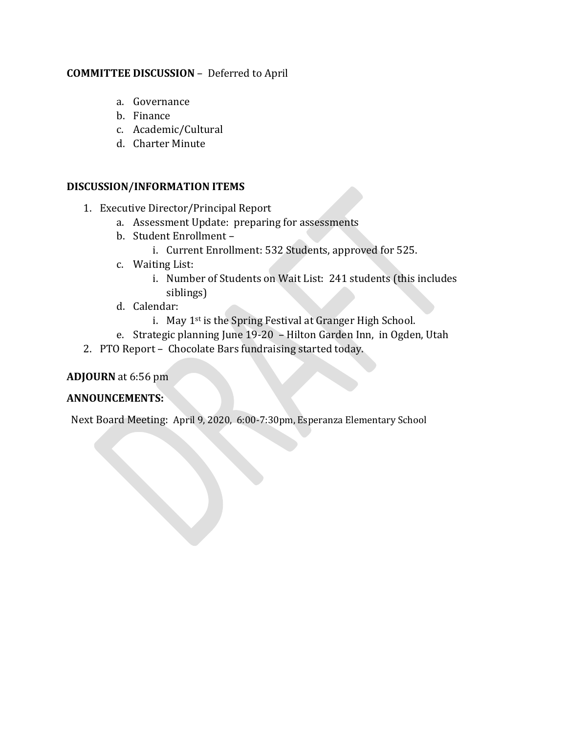**COMMITTEE DISCUSSION** – Deferred to April

a. Governance
b. Finance
c. Academic/Cultural
d. Charter Minute

**DISCUSSION/INFORMATION ITEMS**

1. Executive Director/Principal Report
   a. Assessment Update: preparing for assessments
   b. Student Enrollment –
      i. Current Enrollment: 532 Students, approved for 525.
   c. Waiting List:
      i. Number of Students on Wait List: 241 students (this includes siblings)
   d. Calendar:
      i. May 1st is the Spring Festival at Granger High School.
   e. Strategic planning June 19-20 – Hilton Garden Inn, in Ogden, Utah
2. PTO Report – Chocolate Bars fundraising started today.

**ADJOURN** at 6:56 pm

**ANNOUNCEMENTS:**

Next Board Meeting: April 9, 2020, 6:00-7:30pm, Esperanza Elementary School